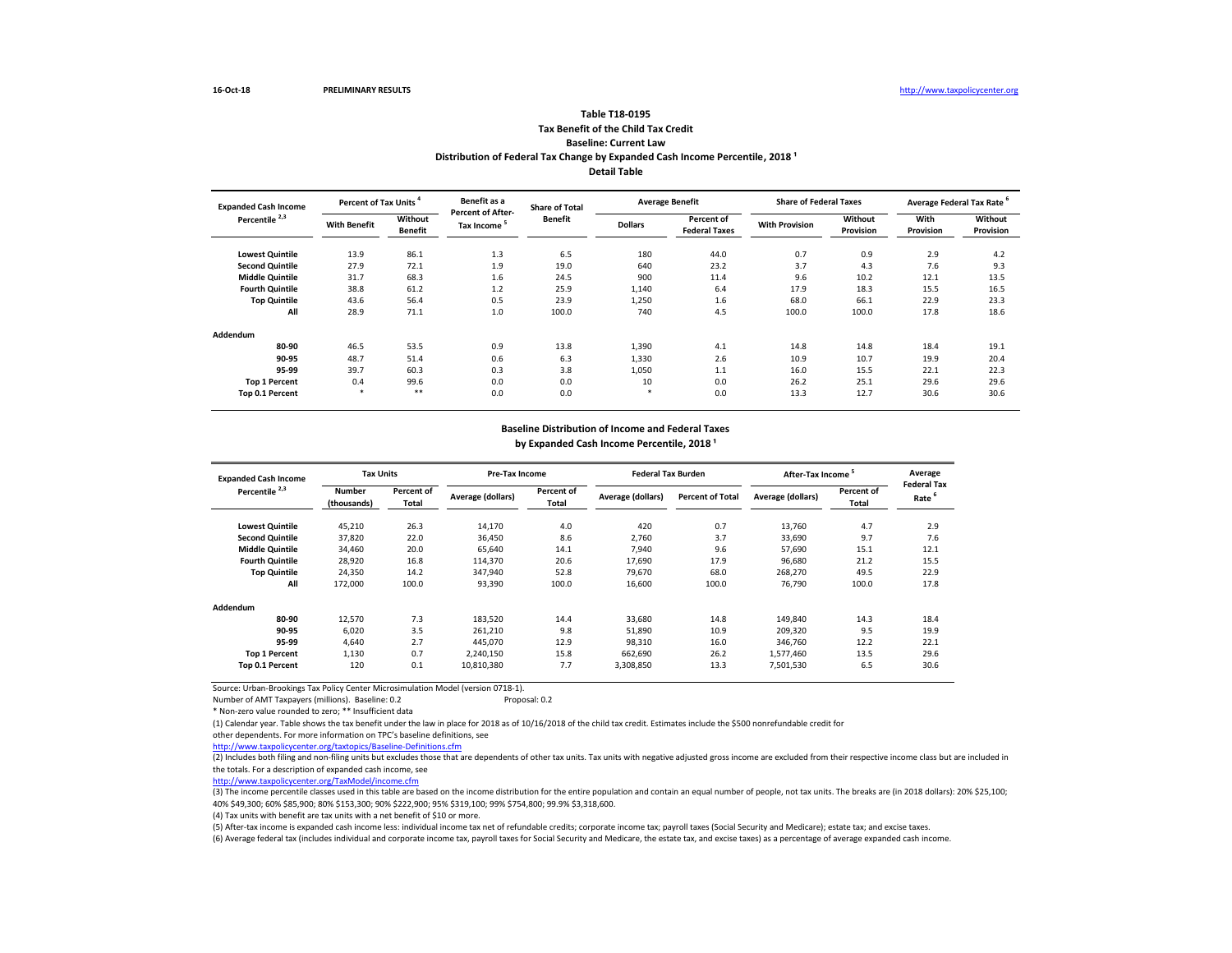16-Oct-18 PRELIMINARY RESULTS http://www.taxpolicycenter.org

## Table T18-0195
## Tax Benefit of the Child Tax Credit
## Baseline: Current Law
## Distribution of Federal Tax Change by Expanded Cash Income Percentile, 2018 [1]
## Detail Table

| Expanded Cash Income Percentile [2,3] | Percent of Tax Units [4] | | Benefit as a Percent of After-Tax Income [5] | Share of Total Benefit | Average Benefit | | Share of Federal Taxes | | Average Federal Tax Rate [6] | |
|---|---|---|---|---|---|---|---|---|---|---|
| | With Benefit | Without Benefit | | | Dollars | Percent of Federal Taxes | With Provision | Without Provision | With Provision | Without Provision |
| Lowest Quintile | 13.9 | 86.1 | 1.3 | 6.5 | 180 | 44.0 | 0.7 | 0.9 | 2.9 | 4.2 |
| Second Quintile | 27.9 | 72.1 | 1.9 | 19.0 | 640 | 23.2 | 3.7 | 4.3 | 7.6 | 9.3 |
| Middle Quintile | 31.7 | 68.3 | 1.6 | 24.5 | 900 | 11.4 | 9.6 | 10.2 | 12.1 | 13.5 |
| Fourth Quintile | 38.8 | 61.2 | 1.2 | 25.9 | 1,140 | 6.4 | 17.9 | 18.3 | 15.5 | 16.5 |
| Top Quintile | 43.6 | 56.4 | 0.5 | 23.9 | 1,250 | 1.6 | 68.0 | 66.1 | 22.9 | 23.3 |
| All | 28.9 | 71.1 | 1.0 | 100.0 | 740 | 4.5 | 100.0 | 100.0 | 17.8 | 18.6 |
| **Addendum** | | | | | | | | | | |
| 80-90 | 46.5 | 53.5 | 0.9 | 13.8 | 1,390 | 4.1 | 14.8 | 14.8 | 18.4 | 19.1 |
| 90-95 | 48.7 | 51.4 | 0.6 | 6.3 | 1,330 | 2.6 | 10.9 | 10.7 | 19.9 | 20.4 |
| 95-99 | 39.7 | 60.3 | 0.3 | 3.8 | 1,050 | 1.1 | 16.0 | 15.5 | 22.1 | 22.3 |
| Top 1 Percent | 0.4 | 99.6 | 0.0 | 0.0 | 10 | 0.0 | 26.2 | 25.1 | 29.6 | 29.6 |
| Top 0.1 Percent | * | ** | 0.0 | 0.0 | * | 0.0 | 13.3 | 12.7 | 30.6 | 30.6 |

## Baseline Distribution of Income and Federal Taxes by Expanded Cash Income Percentile, 2018 [1]

| Expanded Cash Income Percentile [2,3] | Tax Units | | Pre-Tax Income | | Federal Tax Burden | | After-Tax Income [5] | | Average Federal Tax Rate [6] |
|---|---|---|---|---|---|---|---|---|---|
| | Number (thousands) | Percent of Total | Average (dollars) | Percent of Total | Average (dollars) | Percent of Total | Average (dollars) | Percent of Total | |
| Lowest Quintile | 45,210 | 26.3 | 14,170 | 4.0 | 420 | 0.7 | 13,760 | 4.7 | 2.9 |
| Second Quintile | 37,820 | 22.0 | 36,450 | 8.6 | 2,760 | 3.7 | 33,690 | 9.7 | 7.6 |
| Middle Quintile | 34,460 | 20.0 | 65,640 | 14.1 | 7,940 | 9.6 | 57,690 | 15.1 | 12.1 |
| Fourth Quintile | 28,920 | 16.8 | 114,370 | 20.6 | 17,690 | 17.9 | 96,680 | 21.2 | 15.5 |
| Top Quintile | 24,350 | 14.2 | 347,940 | 52.8 | 79,670 | 68.0 | 268,270 | 49.5 | 22.9 |
| All | 172,000 | 100.0 | 93,390 | 100.0 | 16,600 | 100.0 | 76,790 | 100.0 | 17.8 |
| **Addendum** | | | | | | | | | |
| 80-90 | 12,570 | 7.3 | 183,520 | 14.4 | 33,680 | 14.8 | 149,840 | 14.3 | 18.4 |
| 90-95 | 6,020 | 3.5 | 261,210 | 9.8 | 51,890 | 10.9 | 209,320 | 9.5 | 19.9 |
| 95-99 | 4,640 | 2.7 | 445,070 | 12.9 | 98,310 | 16.0 | 346,760 | 12.2 | 22.1 |
| Top 1 Percent | 1,130 | 0.7 | 2,240,150 | 15.8 | 662,690 | 26.2 | 1,577,460 | 13.5 | 29.6 |
| Top 0.1 Percent | 120 | 0.1 | 10,810,380 | 7.7 | 3,308,850 | 13.3 | 7,501,530 | 6.5 | 30.6 |

Source: Urban-Brookings Tax Policy Center Microsimulation Model (version 0718-1).

Number of AMT Taxpayers (millions). Baseline: 0.2 Proposal: 0.2

* Non-zero value rounded to zero; ** Insufficient data

(1) Calendar year. Table shows the tax benefit under the law in place for 2018 as of 10/16/2018 of the child tax credit. Estimates include the $500 nonrefundable credit for other dependents. For more information on TPC's baseline definitions, see http://www.taxpolicycenter.org/taxtopics/Baseline-Definitions.cfm

(2) Includes both filing and non-filing units but excludes those that are dependents of other tax units. Tax units with negative adjusted gross income are excluded from their respective income class but are included in the totals. For a description of expanded cash income, see http://www.taxpolicycenter.org/TaxModel/income.cfm

(3) The income percentile classes used in this table are based on the income distribution for the entire population and contain an equal number of people, not tax units. The breaks are (in 2018 dollars): 20% $25,100; 40% $49,300; 60% $85,900; 80% $153,300; 90% $222,900; 95% $319,100; 99% $754,800; 99.9% $3,318,600.

(4) Tax units with benefit are tax units with a net benefit of $10 or more.

(5) After-tax income is expanded cash income less: individual income tax net of refundable credits; corporate income tax; payroll taxes (Social Security and Medicare); estate tax; and excise taxes.

(6) Average federal tax (includes individual and corporate income tax, payroll taxes for Social Security and Medicare, the estate tax, and excise taxes) as a percentage of average expanded cash income.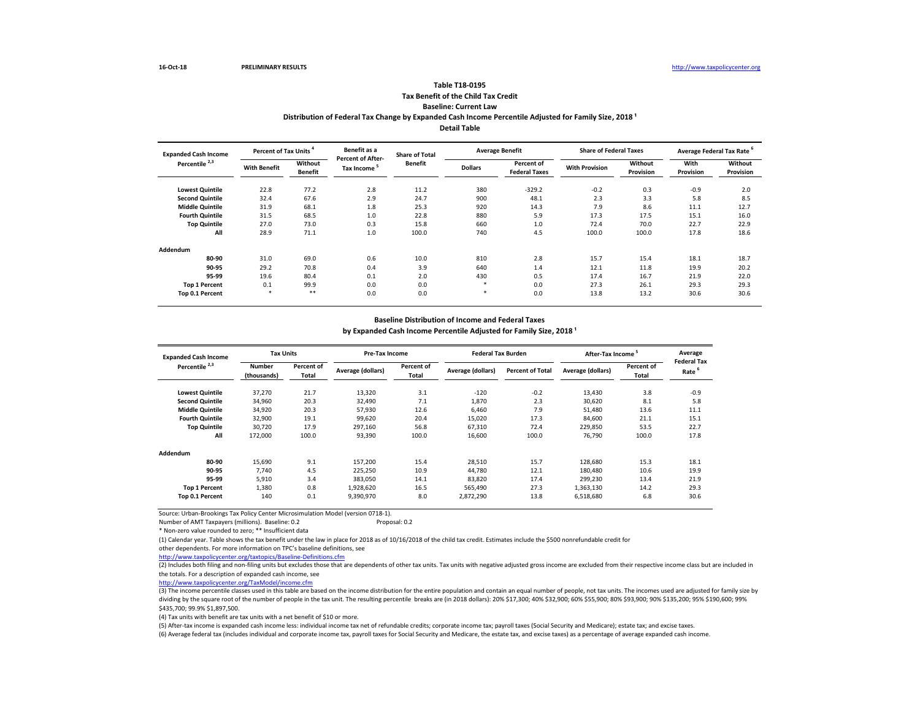**16-Oct-18** **PRELIMINARY RESULTS** http://www.taxpolicycenter.org

### Table T18-0195
### Tax Benefit of the Child Tax Credit
### Baseline: Current Law
### Distribution of Federal Tax Change by Expanded Cash Income Percentile Adjusted for Family Size, 2018 [1]
### Detail Table

| Expanded Cash Income Percentile [2,3] | Percent of Tax Units [4] | | Benefit as a Percent of After-Tax Income [5] | Share of Total Benefit | Average Benefit | | Share of Federal Taxes | | Average Federal Tax Rate [6] | |
|---|---|---|---|---|---|---|---|---|---|---|
| | With Benefit | Without Benefit | | | Dollars | Percent of Federal Taxes | With Provision | Without Provision | With Provision | Without Provision |
| Lowest Quintile | 22.8 | 77.2 | 2.8 | 11.2 | 380 | -329.2 | -0.2 | 0.3 | -0.9 | 2.0 |
| Second Quintile | 32.4 | 67.6 | 2.9 | 24.7 | 900 | 48.1 | 2.3 | 3.3 | 5.8 | 8.5 |
| Middle Quintile | 31.9 | 68.1 | 1.8 | 25.3 | 920 | 14.3 | 7.9 | 8.6 | 11.1 | 12.7 |
| Fourth Quintile | 31.5 | 68.5 | 1.0 | 22.8 | 880 | 5.9 | 17.3 | 17.5 | 15.1 | 16.0 |
| Top Quintile | 27.0 | 73.0 | 0.3 | 15.8 | 660 | 1.0 | 72.4 | 70.0 | 22.7 | 22.9 |
| All | 28.9 | 71.1 | 1.0 | 100.0 | 740 | 4.5 | 100.0 | 100.0 | 17.8 | 18.6 |
| **Addendum** | | | | | | | | | | |
| 80-90 | 31.0 | 69.0 | 0.6 | 10.0 | 810 | 2.8 | 15.7 | 15.4 | 18.1 | 18.7 |
| 90-95 | 29.2 | 70.8 | 0.4 | 3.9 | 640 | 1.4 | 12.1 | 11.8 | 19.9 | 20.2 |
| 95-99 | 19.6 | 80.4 | 0.1 | 2.0 | 430 | 0.5 | 17.4 | 16.7 | 21.9 | 22.0 |
| Top 1 Percent | 0.1 | 99.9 | 0.0 | 0.0 | * | 0.0 | 27.3 | 26.1 | 29.3 | 29.3 |
| Top 0.1 Percent | * | ** | 0.0 | 0.0 | * | 0.0 | 13.8 | 13.2 | 30.6 | 30.6 |

### Baseline Distribution of Income and Federal Taxes
### by Expanded Cash Income Percentile Adjusted for Family Size, 2018 [1]

| Expanded Cash Income Percentile [2,3] | Tax Units | | Pre-Tax Income | | Federal Tax Burden | | After-Tax Income [5] | | Average Federal Tax Rate [6] |
|---|---|---|---|---|---|---|---|---|---|
| | Number (thousands) | Percent of Total | Average (dollars) | Percent of Total | Average (dollars) | Percent of Total | Average (dollars) | Percent of Total | |
| Lowest Quintile | 37,270 | 21.7 | 13,320 | 3.1 | -120 | -0.2 | 13,430 | 3.8 | -0.9 |
| Second Quintile | 34,960 | 20.3 | 32,490 | 7.1 | 1,870 | 2.3 | 30,620 | 8.1 | 5.8 |
| Middle Quintile | 34,920 | 20.3 | 57,930 | 12.6 | 6,460 | 7.9 | 51,480 | 13.6 | 11.1 |
| Fourth Quintile | 32,900 | 19.1 | 99,620 | 20.4 | 15,020 | 17.3 | 84,600 | 21.1 | 15.1 |
| Top Quintile | 30,720 | 17.9 | 297,160 | 56.8 | 67,310 | 72.4 | 229,850 | 53.5 | 22.7 |
| All | 172,000 | 100.0 | 93,390 | 100.0 | 16,600 | 100.0 | 76,790 | 100.0 | 17.8 |
| **Addendum** | | | | | | | | | |
| 80-90 | 15,690 | 9.1 | 157,200 | 15.4 | 28,510 | 15.7 | 128,680 | 15.3 | 18.1 |
| 90-95 | 7,740 | 4.5 | 225,250 | 10.9 | 44,780 | 12.1 | 180,480 | 10.6 | 19.9 |
| 95-99 | 5,910 | 3.4 | 383,050 | 14.1 | 83,820 | 17.4 | 299,230 | 13.4 | 21.9 |
| Top 1 Percent | 1,380 | 0.8 | 1,928,620 | 16.5 | 565,490 | 27.3 | 1,363,130 | 14.2 | 29.3 |
| Top 0.1 Percent | 140 | 0.1 | 9,390,970 | 8.0 | 2,872,290 | 13.8 | 6,518,680 | 6.8 | 30.6 |

Source: Urban-Brookings Tax Policy Center Microsimulation Model (version 0718-1).

Number of AMT Taxpayers (millions). Baseline: 0.2 Proposal: 0.2

* Non-zero value rounded to zero; ** Insufficient data

(1) Calendar year. Table shows the tax benefit under the law in place for 2018 as of 10/16/2018 of the child tax credit. Estimates include the $500 nonrefundable credit for other dependents. For more information on TPC's baseline definitions, see
http://www.taxpolicycenter.org/taxtopics/Baseline-Definitions.cfm

(2) Includes both filing and non-filing units but excludes those that are dependents of other tax units. Tax units with negative adjusted gross income are excluded from their respective income class but are included in the totals. For a description of expanded cash income, see
http://www.taxpolicycenter.org/TaxModel/income.cfm

(3) The income percentile classes used in this table are based on the income distribution for the entire population and contain an equal number of people, not tax units. The incomes used are adjusted for family size by dividing by the square root of the number of people in the tax unit. The resulting percentile breaks are (in 2018 dollars): 20% $17,300; 40% $32,900; 60% $55,900; 80% $93,900; 90% $135,200; 95% $190,600; 99% $435,700; 99.9% $1,897,500.

(4) Tax units with benefit are tax units with a net benefit of $10 or more.

(5) After-tax income is expanded cash income less: individual income tax net of refundable credits; corporate income tax; payroll taxes (Social Security and Medicare); estate tax; and excise taxes.

(6) Average federal tax (includes individual and corporate income tax, payroll taxes for Social Security and Medicare, the estate tax, and excise taxes) as a percentage of average expanded cash income.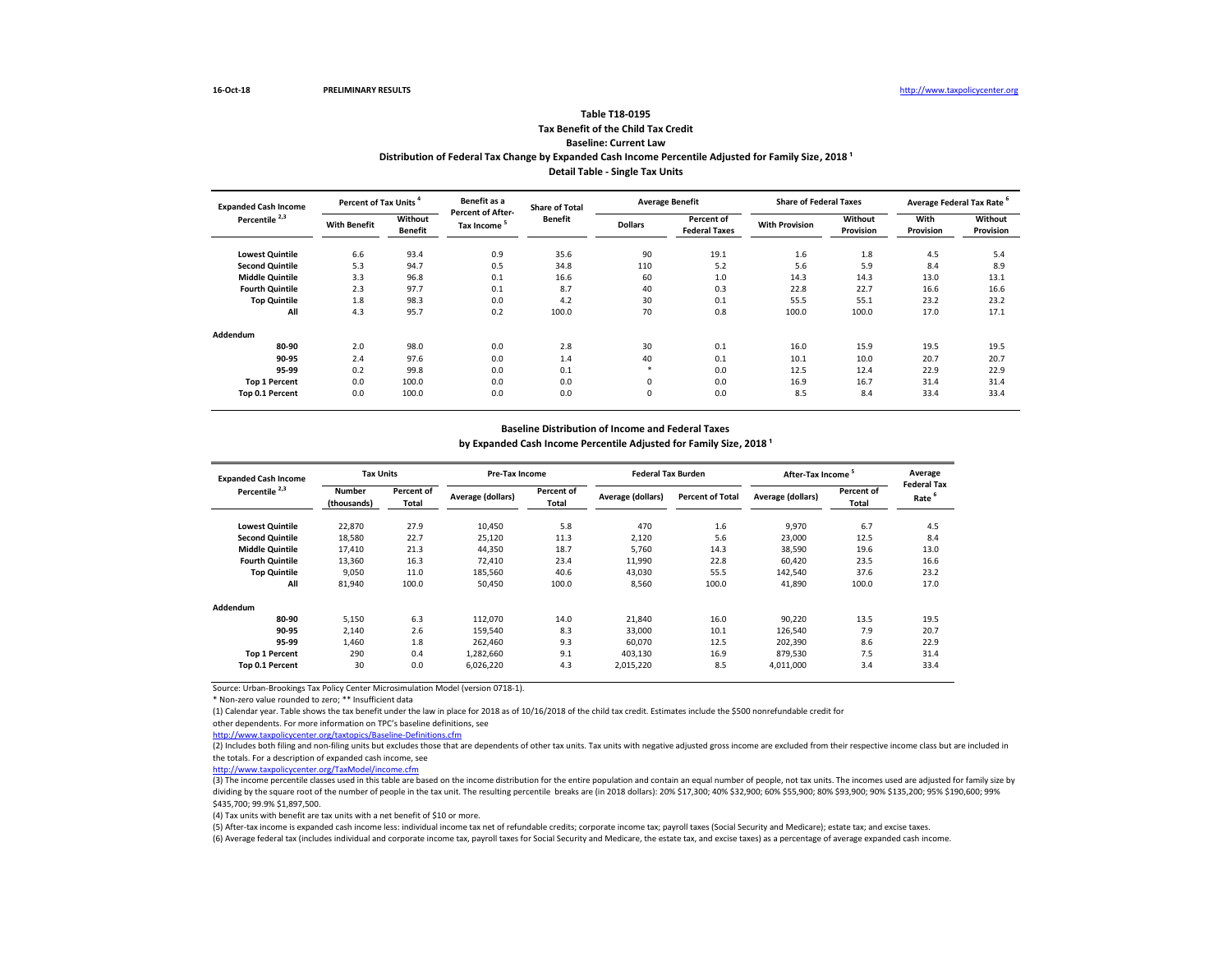16-Oct-18 **PRELIMINARY RESULTS** http://www.taxpolicycenter.org

## Table T18-0195
### Tax Benefit of the Child Tax Credit
### Baseline: Current Law
### Distribution of Federal Tax Change by Expanded Cash Income Percentile Adjusted for Family Size, 2018 [1]
### Detail Table - Single Tax Units

| Expanded Cash Income Percentile [2,3] | Percent of Tax Units [4] | | Benefit as a Percent of After-Tax Income [5] | Share of Total Benefit | Average Benefit | | Share of Federal Taxes | | Average Federal Tax Rate [6] | |
|---|---|---|---|---|---|---|---|---|---|---|
| | With Benefit | Without Benefit | | | Dollars | Percent of Federal Taxes | With Provision | Without Provision | With Provision | Without Provision |
| Lowest Quintile | 6.6 | 93.4 | 0.9 | 35.6 | 90 | 19.1 | 1.6 | 1.8 | 4.5 | 5.4 |
| Second Quintile | 5.3 | 94.7 | 0.5 | 34.8 | 110 | 5.2 | 5.6 | 5.9 | 8.4 | 8.9 |
| Middle Quintile | 3.3 | 96.8 | 0.1 | 16.6 | 60 | 1.0 | 14.3 | 14.3 | 13.0 | 13.1 |
| Fourth Quintile | 2.3 | 97.7 | 0.1 | 8.7 | 40 | 0.3 | 22.8 | 22.7 | 16.6 | 16.6 |
| Top Quintile | 1.8 | 98.3 | 0.0 | 4.2 | 30 | 0.1 | 55.5 | 55.1 | 23.2 | 23.2 |
| All | 4.3 | 95.7 | 0.2 | 100.0 | 70 | 0.8 | 100.0 | 100.0 | 17.0 | 17.1 |
| **Addendum** | | | | | | | | | | |
| 80-90 | 2.0 | 98.0 | 0.0 | 2.8 | 30 | 0.1 | 16.0 | 15.9 | 19.5 | 19.5 |
| 90-95 | 2.4 | 97.6 | 0.0 | 1.4 | 40 | 0.1 | 10.1 | 10.0 | 20.7 | 20.7 |
| 95-99 | 0.2 | 99.8 | 0.0 | 0.1 | * | 0.0 | 12.5 | 12.4 | 22.9 | 22.9 |
| Top 1 Percent | 0.0 | 100.0 | 0.0 | 0.0 | 0 | 0.0 | 16.9 | 16.7 | 31.4 | 31.4 |
| Top 0.1 Percent | 0.0 | 100.0 | 0.0 | 0.0 | 0 | 0.0 | 8.5 | 8.4 | 33.4 | 33.4 |

### Baseline Distribution of Income and Federal Taxes
### by Expanded Cash Income Percentile Adjusted for Family Size, 2018 [1]

| Expanded Cash Income Percentile [2,3] | Tax Units | | Pre-Tax Income | | Federal Tax Burden | | After-Tax Income [5] | | Average Federal Tax Rate [6] |
|---|---|---|---|---|---|---|---|---|---|
| | Number (thousands) | Percent of Total | Average (dollars) | Percent of Total | Average (dollars) | Percent of Total | Average (dollars) | Percent of Total | |
| Lowest Quintile | 22,870 | 27.9 | 10,450 | 5.8 | 470 | 1.6 | 9,970 | 6.7 | 4.5 |
| Second Quintile | 18,580 | 22.7 | 25,120 | 11.3 | 2,120 | 5.6 | 23,000 | 12.5 | 8.4 |
| Middle Quintile | 17,410 | 21.3 | 44,350 | 18.7 | 5,760 | 14.3 | 38,590 | 19.6 | 13.0 |
| Fourth Quintile | 13,360 | 16.3 | 72,410 | 23.4 | 11,990 | 22.8 | 60,420 | 23.5 | 16.6 |
| Top Quintile | 9,050 | 11.0 | 185,560 | 40.6 | 43,030 | 55.5 | 142,540 | 37.6 | 23.2 |
| All | 81,940 | 100.0 | 50,450 | 100.0 | 8,560 | 100.0 | 41,890 | 100.0 | 17.0 |
| **Addendum** | | | | | | | | | |
| 80-90 | 5,150 | 6.3 | 112,070 | 14.0 | 21,840 | 16.0 | 90,220 | 13.5 | 19.5 |
| 90-95 | 2,140 | 2.6 | 159,540 | 8.3 | 33,000 | 10.1 | 126,540 | 7.9 | 20.7 |
| 95-99 | 1,460 | 1.8 | 262,460 | 9.3 | 60,070 | 12.5 | 202,390 | 8.6 | 22.9 |
| Top 1 Percent | 290 | 0.4 | 1,282,660 | 9.1 | 403,130 | 16.9 | 879,530 | 7.5 | 31.4 |
| Top 0.1 Percent | 30 | 0.0 | 6,026,220 | 4.3 | 2,015,220 | 8.5 | 4,011,000 | 3.4 | 33.4 |

Source: Urban-Brookings Tax Policy Center Microsimulation Model (version 0718-1).

\* Non-zero value rounded to zero; ** Insufficient data

(1) Calendar year. Table shows the tax benefit under the law in place for 2018 as of 10/16/2018 of the child tax credit. Estimates include the $500 nonrefundable credit for other dependents. For more information on TPC's baseline definitions, see
http://www.taxpolicycenter.org/taxtopics/Baseline-Definitions.cfm

(2) Includes both filing and non-filing units but excludes those that are dependents of other tax units. Tax units with negative adjusted gross income are excluded from their respective income class but are included in the totals. For a description of expanded cash income, see
http://www.taxpolicycenter.org/TaxModel/income.cfm

(3) The income percentile classes used in this table are based on the income distribution for the entire population and contain an equal number of people, not tax units. The incomes used are adjusted for family size by dividing by the square root of the number of people in the tax unit. The resulting percentile breaks are (in 2018 dollars): 20% $17,300; 40% $32,900; 60% $55,900; 80% $93,900; 90% $135,200; 95% $190,600; 99% $435,700; 99.9% $1,897,500.

(4) Tax units with benefit are tax units with a net benefit of $10 or more.

(5) After-tax income is expanded cash income less: individual income tax net of refundable credits; corporate income tax; payroll taxes (Social Security and Medicare); estate tax; and excise taxes.

(6) Average federal tax (includes individual and corporate income tax, payroll taxes for Social Security and Medicare, the estate tax, and excise taxes) as a percentage of average expanded cash income.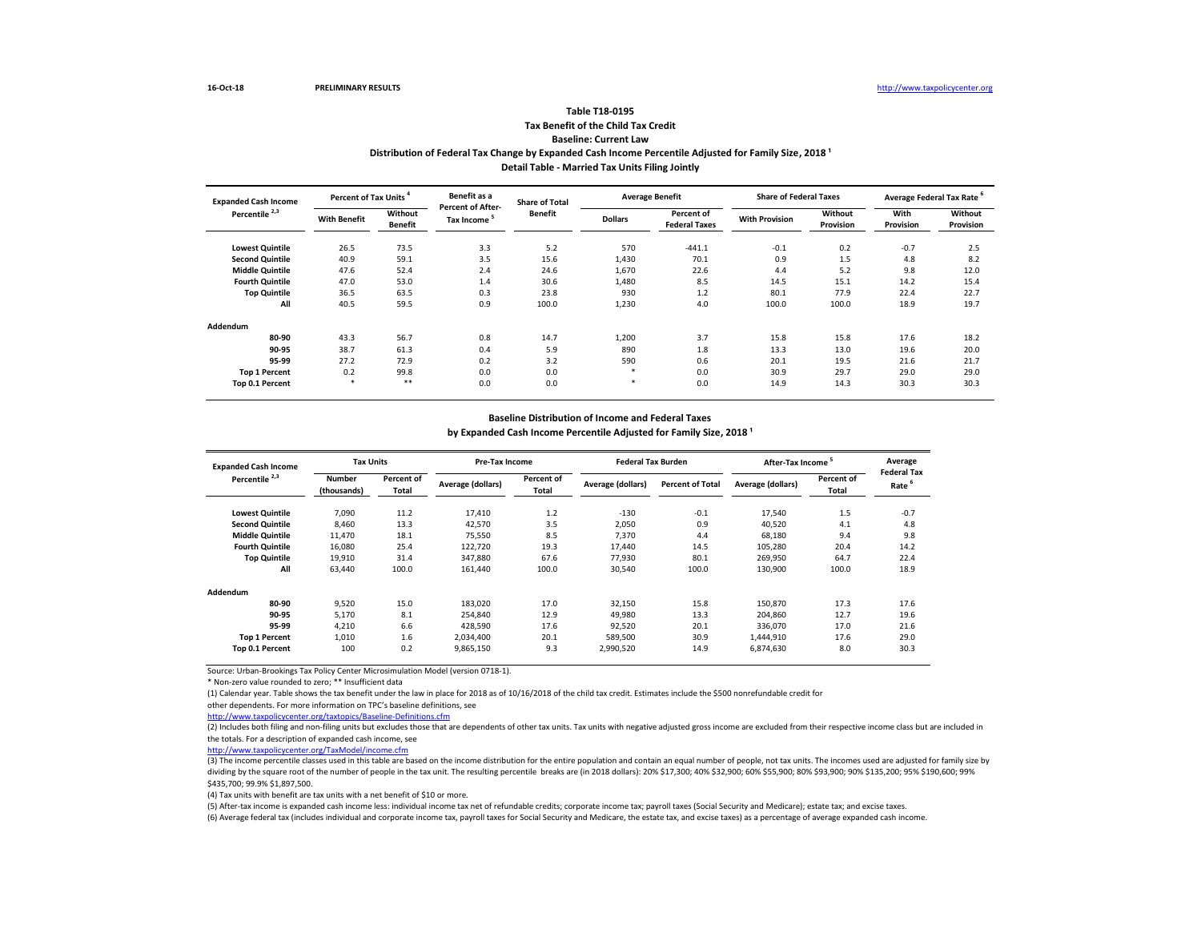16-Oct-18 PRELIMINARY RESULTS http://www.taxpolicycenter.org

## Table T18-0195
### Tax Benefit of the Child Tax Credit
### Baseline: Current Law
### Distribution of Federal Tax Change by Expanded Cash Income Percentile Adjusted for Family Size, 2018 [1]
### Detail Table - Married Tax Units Filing Jointly

| Expanded Cash Income Percentile [2,3] | Percent of Tax Units [4] | | Benefit as a Percent of After-Tax Income [5] | Share of Total Benefit | Average Benefit | | Share of Federal Taxes | | Average Federal Tax Rate [6] | |
|---|---|---|---|---|---|---|---|---|---|---|
| | With Benefit | Without Benefit | | | Dollars | Percent of Federal Taxes | With Provision | Without Provision | With Provision | Without Provision |
| Lowest Quintile | 26.5 | 73.5 | 3.3 | 5.2 | 570 | -441.1 | -0.1 | 0.2 | -0.7 | 2.5 |
| Second Quintile | 40.9 | 59.1 | 3.5 | 15.6 | 1,430 | 70.1 | 0.9 | 1.5 | 4.8 | 8.2 |
| Middle Quintile | 47.6 | 52.4 | 2.4 | 24.6 | 1,670 | 22.6 | 4.4 | 5.2 | 9.8 | 12.0 |
| Fourth Quintile | 47.0 | 53.0 | 1.4 | 30.6 | 1,480 | 8.5 | 14.5 | 15.1 | 14.2 | 15.4 |
| Top Quintile | 36.5 | 63.5 | 0.3 | 23.8 | 930 | 1.2 | 80.1 | 77.9 | 22.4 | 22.7 |
| All | 40.5 | 59.5 | 0.9 | 100.0 | 1,230 | 4.0 | 100.0 | 100.0 | 18.9 | 19.7 |
| **Addendum** | | | | | | | | | | |
| 80-90 | 43.3 | 56.7 | 0.8 | 14.7 | 1,200 | 3.7 | 15.8 | 15.8 | 17.6 | 18.2 |
| 90-95 | 38.7 | 61.3 | 0.4 | 5.9 | 890 | 1.8 | 13.3 | 13.0 | 19.6 | 20.0 |
| 95-99 | 27.2 | 72.9 | 0.2 | 3.2 | 590 | 0.6 | 20.1 | 19.5 | 21.6 | 21.7 |
| Top 1 Percent | 0.2 | 99.8 | 0.0 | 0.0 | * | 0.0 | 30.9 | 29.7 | 29.0 | 29.0 |
| Top 0.1 Percent | * | ** | 0.0 | 0.0 | * | 0.0 | 14.9 | 14.3 | 30.3 | 30.3 |

### Baseline Distribution of Income and Federal Taxes
### by Expanded Cash Income Percentile Adjusted for Family Size, 2018 [1]

| Expanded Cash Income Percentile [2,3] | Tax Units | | Pre-Tax Income | | Federal Tax Burden | | After-Tax Income [5] | | Average Federal Tax Rate [6] |
|---|---|---|---|---|---|---|---|---|---|
| | Number (thousands) | Percent of Total | Average (dollars) | Percent of Total | Average (dollars) | Percent of Total | Average (dollars) | Percent of Total | |
| Lowest Quintile | 7,090 | 11.2 | 17,410 | 1.2 | -130 | -0.1 | 17,540 | 1.5 | -0.7 |
| Second Quintile | 8,460 | 13.3 | 42,570 | 3.5 | 2,050 | 0.9 | 40,520 | 4.1 | 4.8 |
| Middle Quintile | 11,470 | 18.1 | 75,550 | 8.5 | 7,370 | 4.4 | 68,180 | 9.4 | 9.8 |
| Fourth Quintile | 16,080 | 25.4 | 122,720 | 19.3 | 17,440 | 14.5 | 105,280 | 20.4 | 14.2 |
| Top Quintile | 19,910 | 31.4 | 347,880 | 67.6 | 77,930 | 80.1 | 269,950 | 64.7 | 22.4 |
| All | 63,440 | 100.0 | 161,440 | 100.0 | 30,540 | 100.0 | 130,900 | 100.0 | 18.9 |
| **Addendum** | | | | | | | | | |
| 80-90 | 9,520 | 15.0 | 183,020 | 17.0 | 32,150 | 15.8 | 150,870 | 17.3 | 17.6 |
| 90-95 | 5,170 | 8.1 | 254,840 | 12.9 | 49,980 | 13.3 | 204,860 | 12.7 | 19.6 |
| 95-99 | 4,210 | 6.6 | 428,590 | 17.6 | 92,520 | 20.1 | 336,070 | 17.0 | 21.6 |
| Top 1 Percent | 1,010 | 1.6 | 2,034,400 | 20.1 | 589,500 | 30.9 | 1,444,910 | 17.6 | 29.0 |
| Top 0.1 Percent | 100 | 0.2 | 9,865,150 | 9.3 | 2,990,520 | 14.9 | 6,874,630 | 8.0 | 30.3 |

Source: Urban-Brookings Tax Policy Center Microsimulation Model (version 0718-1).

* Non-zero value rounded to zero; ** Insufficient data

(1) Calendar year. Table shows the tax benefit under the law in place for 2018 as of 10/16/2018 of the child tax credit. Estimates include the $500 nonrefundable credit for other dependents. For more information on TPC's baseline definitions, see http://www.taxpolicycenter.org/taxtopics/Baseline-Definitions.cfm

(2) Includes both filing and non-filing units but excludes those that are dependents of other tax units. Tax units with negative adjusted gross income are excluded from their respective income class but are included in the totals. For a description of expanded cash income, see http://www.taxpolicycenter.org/TaxModel/income.cfm

(3) The income percentile classes used in this table are based on the income distribution for the entire population and contain an equal number of people, not tax units. The incomes used are adjusted for family size by dividing by the square root of the number of people in the tax unit. The resulting percentile breaks are (in 2018 dollars): 20% $17,300; 40% $32,900; 60% $55,900; 80% $93,900; 90% $135,200; 95% $190,600; 99% $435,700; 99.9% $1,897,500.

(4) Tax units with benefit are tax units with a net benefit of $10 or more.

(5) After-tax income is expanded cash income less: individual income tax net of refundable credits; corporate income tax; payroll taxes (Social Security and Medicare); estate tax; and excise taxes.

(6) Average federal tax (includes individual and corporate income tax, payroll taxes for Social Security and Medicare, the estate tax, and excise taxes) as a percentage of average expanded cash income.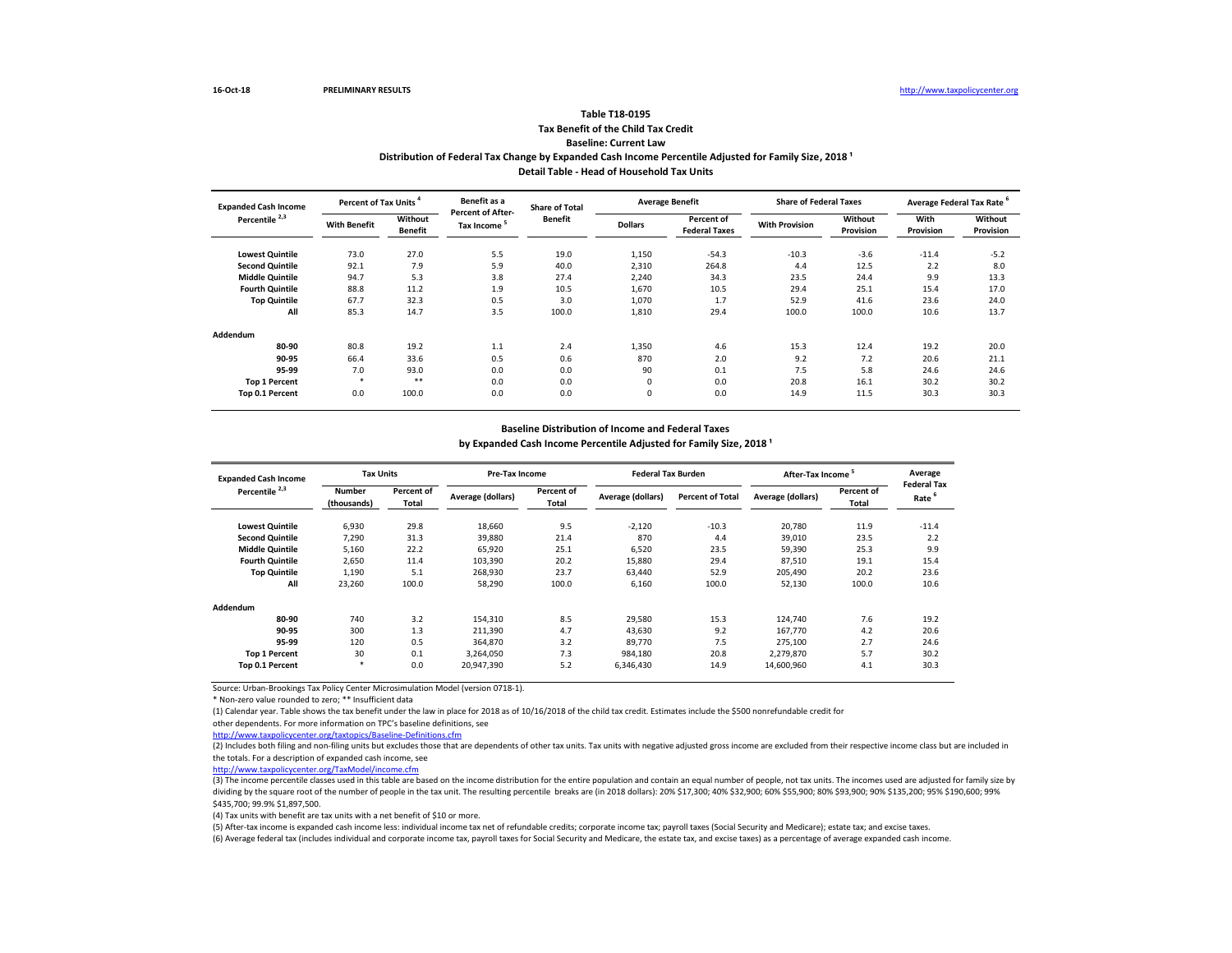16-Oct-18 **PRELIMINARY RESULTS** http://www.taxpolicycenter.org

### Table T18-0195
### Tax Benefit of the Child Tax Credit
### Baseline: Current Law
### Distribution of Federal Tax Change by Expanded Cash Income Percentile Adjusted for Family Size, 2018 [1]
### Detail Table - Head of Household Tax Units

| Expanded Cash Income Percentile [2,3] | Percent of Tax Units [4] | | Benefit as a Percent of After-Tax Income [5] | Share of Total Benefit | Average Benefit | | Share of Federal Taxes | | Average Federal Tax Rate [6] | |
|---|---|---|---|---|---|---|---|---|---|---|
| | With Benefit | Without Benefit | | | Dollars | Percent of Federal Taxes | With Provision | Without Provision | With Provision | Without Provision |
| Lowest Quintile | 73.0 | 27.0 | 5.5 | 19.0 | 1,150 | -54.3 | -10.3 | -3.6 | -11.4 | -5.2 |
| Second Quintile | 92.1 | 7.9 | 5.9 | 40.0 | 2,310 | 264.8 | 4.4 | 12.5 | 2.2 | 8.0 |
| Middle Quintile | 94.7 | 5.3 | 3.8 | 27.4 | 2,240 | 34.3 | 23.5 | 24.4 | 9.9 | 13.3 |
| Fourth Quintile | 88.8 | 11.2 | 1.9 | 10.5 | 1,670 | 10.5 | 29.4 | 25.1 | 15.4 | 17.0 |
| Top Quintile | 67.7 | 32.3 | 0.5 | 3.0 | 1,070 | 1.7 | 52.9 | 41.6 | 23.6 | 24.0 |
| All | 85.3 | 14.7 | 3.5 | 100.0 | 1,810 | 29.4 | 100.0 | 100.0 | 10.6 | 13.7 |
| **Addendum** | | | | | | | | | | |
| 80-90 | 80.8 | 19.2 | 1.1 | 2.4 | 1,350 | 4.6 | 15.3 | 12.4 | 19.2 | 20.0 |
| 90-95 | 66.4 | 33.6 | 0.5 | 0.6 | 870 | 2.0 | 9.2 | 7.2 | 20.6 | 21.1 |
| 95-99 | 7.0 | 93.0 | 0.0 | 0.0 | 90 | 0.1 | 7.5 | 5.8 | 24.6 | 24.6 |
| Top 1 Percent | * | ** | 0.0 | 0.0 | 0 | 0.0 | 20.8 | 16.1 | 30.2 | 30.2 |
| Top 0.1 Percent | 0.0 | 100.0 | 0.0 | 0.0 | 0 | 0.0 | 14.9 | 11.5 | 30.3 | 30.3 |

### Baseline Distribution of Income and Federal Taxes
### by Expanded Cash Income Percentile Adjusted for Family Size, 2018 [1]

| Expanded Cash Income Percentile [2,3] | Tax Units | | Pre-Tax Income | | Federal Tax Burden | | After-Tax Income [5] | | Average Federal Tax Rate [6] |
|---|---|---|---|---|---|---|---|---|---|
| | Number (thousands) | Percent of Total | Average (dollars) | Percent of Total | Average (dollars) | Percent of Total | Average (dollars) | Percent of Total | |
| Lowest Quintile | 6,930 | 29.8 | 18,660 | 9.5 | -2,120 | -10.3 | 20,780 | 11.9 | -11.4 |
| Second Quintile | 7,290 | 31.3 | 39,880 | 21.4 | 870 | 4.4 | 39,010 | 23.5 | 2.2 |
| Middle Quintile | 5,160 | 22.2 | 65,920 | 25.1 | 6,520 | 23.5 | 59,390 | 25.3 | 9.9 |
| Fourth Quintile | 2,650 | 11.4 | 103,390 | 20.2 | 15,880 | 29.4 | 87,510 | 19.1 | 15.4 |
| Top Quintile | 1,190 | 5.1 | 268,930 | 23.7 | 63,440 | 52.9 | 205,490 | 20.2 | 23.6 |
| All | 23,260 | 100.0 | 58,290 | 100.0 | 6,160 | 100.0 | 52,130 | 100.0 | 10.6 |
| **Addendum** | | | | | | | | | |
| 80-90 | 740 | 3.2 | 154,310 | 8.5 | 29,580 | 15.3 | 124,740 | 7.6 | 19.2 |
| 90-95 | 300 | 1.3 | 211,390 | 4.7 | 43,630 | 9.2 | 167,770 | 4.2 | 20.6 |
| 95-99 | 120 | 0.5 | 364,870 | 3.2 | 89,770 | 7.5 | 275,100 | 2.7 | 24.6 |
| Top 1 Percent | 30 | 0.1 | 3,264,050 | 7.3 | 984,180 | 20.8 | 2,279,870 | 5.7 | 30.2 |
| Top 0.1 Percent | * | 0.0 | 20,947,390 | 5.2 | 6,346,430 | 14.9 | 14,600,960 | 4.1 | 30.3 |

Source: Urban-Brookings Tax Policy Center Microsimulation Model (version 0718-1).

\* Non-zero value rounded to zero; ** Insufficient data

(1) Calendar year. Table shows the tax benefit under the law in place for 2018 as of 10/16/2018 of the child tax credit. Estimates include the $500 nonrefundable credit for other dependents. For more information on TPC's baseline definitions, see
http://www.taxpolicycenter.org/taxtopics/Baseline-Definitions.cfm

(2) Includes both filing and non-filing units but excludes those that are dependents of other tax units. Tax units with negative adjusted gross income are excluded from their respective income class but are included in the totals. For a description of expanded cash income, see
http://www.taxpolicycenter.org/TaxModel/income.cfm

(3) The income percentile classes used in this table are based on the income distribution for the entire population and contain an equal number of people, not tax units. The incomes used are adjusted for family size by dividing by the square root of the number of people in the tax unit. The resulting percentile breaks are (in 2018 dollars): 20% $17,300; 40% $32,900; 60% $55,900; 80% $93,900; 90% $135,200; 95% $190,600; 99% $435,700; 99.9% $1,897,500.

(4) Tax units with benefit are tax units with a net benefit of $10 or more.

(5) After-tax income is expanded cash income less: individual income tax net of refundable credits; corporate income tax; payroll taxes (Social Security and Medicare); estate tax; and excise taxes.

(6) Average federal tax (includes individual and corporate income tax, payroll taxes for Social Security and Medicare, the estate tax, and excise taxes) as a percentage of average expanded cash income.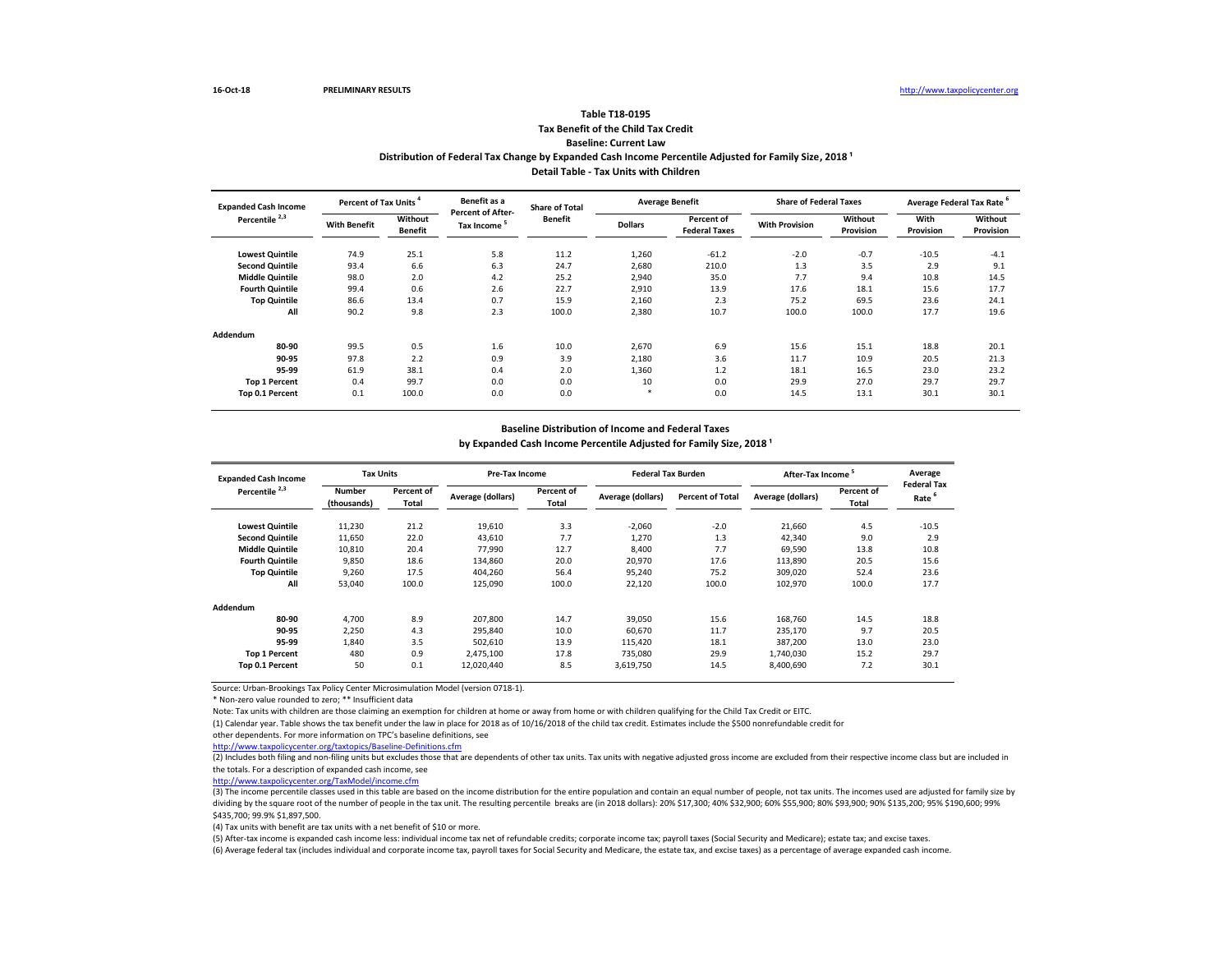16-Oct-18 PRELIMINARY RESULTS http://www.taxpolicycenter.org

## Table T18-0195
### Tax Benefit of the Child Tax Credit
### Baseline: Current Law
### Distribution of Federal Tax Change by Expanded Cash Income Percentile Adjusted for Family Size, 2018 [1]
### Detail Table - Tax Units with Children

| Expanded Cash Income Percentile [2,3] | Percent of Tax Units [4] | | Benefit as a Percent of After-Tax Income [5] | Share of Total Benefit | Average Benefit | | Share of Federal Taxes | | Average Federal Tax Rate [6] | |
|---|---|---|---|---|---|---|---|---|---|---|
| | With Benefit | Without Benefit | | | Dollars | Percent of Federal Taxes | With Provision | Without Provision | With Provision | Without Provision |
| Lowest Quintile | 74.9 | 25.1 | 5.8 | 11.2 | 1,260 | -61.2 | -2.0 | -0.7 | -10.5 | -4.1 |
| Second Quintile | 93.4 | 6.6 | 6.3 | 24.7 | 2,680 | 210.0 | 1.3 | 3.5 | 2.9 | 9.1 |
| Middle Quintile | 98.0 | 2.0 | 4.2 | 25.2 | 2,940 | 35.0 | 7.7 | 9.4 | 10.8 | 14.5 |
| Fourth Quintile | 99.4 | 0.6 | 2.6 | 22.7 | 2,910 | 13.9 | 17.6 | 18.1 | 15.6 | 17.7 |
| Top Quintile | 86.6 | 13.4 | 0.7 | 15.9 | 2,160 | 2.3 | 75.2 | 69.5 | 23.6 | 24.1 |
| All | 90.2 | 9.8 | 2.3 | 100.0 | 2,380 | 10.7 | 100.0 | 100.0 | 17.7 | 19.6 |
| **Addendum** | | | | | | | | | | |
| 80-90 | 99.5 | 0.5 | 1.6 | 10.0 | 2,670 | 6.9 | 15.6 | 15.1 | 18.8 | 20.1 |
| 90-95 | 97.8 | 2.2 | 0.9 | 3.9 | 2,180 | 3.6 | 11.7 | 10.9 | 20.5 | 21.3 |
| 95-99 | 61.9 | 38.1 | 0.4 | 2.0 | 1,360 | 1.2 | 18.1 | 16.5 | 23.0 | 23.2 |
| Top 1 Percent | 0.4 | 99.7 | 0.0 | 0.0 | 10 | 0.0 | 29.9 | 27.0 | 29.7 | 29.7 |
| Top 0.1 Percent | 0.1 | 100.0 | 0.0 | 0.0 | * | 0.0 | 14.5 | 13.1 | 30.1 | 30.1 |

### Baseline Distribution of Income and Federal Taxes
### by Expanded Cash Income Percentile Adjusted for Family Size, 2018 [1]

| Expanded Cash Income Percentile [2,3] | Tax Units | | Pre-Tax Income | | Federal Tax Burden | | After-Tax Income [5] | | Average Federal Tax Rate [6] |
|---|---|---|---|---|---|---|---|---|---|
| | Number (thousands) | Percent of Total | Average (dollars) | Percent of Total | Average (dollars) | Percent of Total | Average (dollars) | Percent of Total | |
| Lowest Quintile | 11,230 | 21.2 | 19,610 | 3.3 | -2,060 | -2.0 | 21,660 | 4.5 | -10.5 |
| Second Quintile | 11,650 | 22.0 | 43,610 | 7.7 | 1,270 | 1.3 | 42,340 | 9.0 | 2.9 |
| Middle Quintile | 10,810 | 20.4 | 77,990 | 12.7 | 8,400 | 7.7 | 69,590 | 13.8 | 10.8 |
| Fourth Quintile | 9,850 | 18.6 | 134,860 | 20.0 | 20,970 | 17.6 | 113,890 | 20.5 | 15.6 |
| Top Quintile | 9,260 | 17.5 | 404,260 | 56.4 | 95,240 | 75.2 | 309,020 | 52.4 | 23.6 |
| All | 53,040 | 100.0 | 125,090 | 100.0 | 22,120 | 100.0 | 102,970 | 100.0 | 17.7 |
| **Addendum** | | | | | | | | | |
| 80-90 | 4,700 | 8.9 | 207,800 | 14.7 | 39,050 | 15.6 | 168,760 | 14.5 | 18.8 |
| 90-95 | 2,250 | 4.3 | 295,840 | 10.0 | 60,670 | 11.7 | 235,170 | 9.7 | 20.5 |
| 95-99 | 1,840 | 3.5 | 502,610 | 13.9 | 115,420 | 18.1 | 387,200 | 13.0 | 23.0 |
| Top 1 Percent | 480 | 0.9 | 2,475,100 | 17.8 | 735,080 | 29.9 | 1,740,030 | 15.2 | 29.7 |
| Top 0.1 Percent | 50 | 0.1 | 12,020,440 | 8.5 | 3,619,750 | 14.5 | 8,400,690 | 7.2 | 30.1 |

Source: Urban-Brookings Tax Policy Center Microsimulation Model (version 0718-1).

* Non-zero value rounded to zero; ** Insufficient data

Note: Tax units with children are those claiming an exemption for children at home or away from home or with children qualifying for the Child Tax Credit or EITC.

(1) Calendar year. Table shows the tax benefit under the law in place for 2018 as of 10/16/2018 of the child tax credit. Estimates include the $500 nonrefundable credit for other dependents. For more information on TPC's baseline definitions, see http://www.taxpolicycenter.org/taxtopics/Baseline-Definitions.cfm

(2) Includes both filing and non-filing units but excludes those that are dependents of other tax units. Tax units with negative adjusted gross income are excluded from their respective income class but are included in the totals. For a description of expanded cash income, see http://www.taxpolicycenter.org/TaxModel/income.cfm

(3) The income percentile classes used in this table are based on the income distribution for the entire population and contain an equal number of people, not tax units. The incomes used are adjusted for family size by dividing by the square root of the number of people in the tax unit. The resulting percentile breaks are (in 2018 dollars): 20% $17,300; 40% $32,900; 60% $55,900; 80% $93,900; 90% $135,200; 95% $190,600; 99% $435,700; 99.9% $1,897,500.

(4) Tax units with benefit are tax units with a net benefit of $10 or more.

(5) After-tax income is expanded cash income less: individual income tax net of refundable credits; corporate income tax; payroll taxes (Social Security and Medicare); estate tax; and excise taxes.

(6) Average federal tax (includes individual and corporate income tax, payroll taxes for Social Security and Medicare, the estate tax, and excise taxes) as a percentage of average expanded cash income.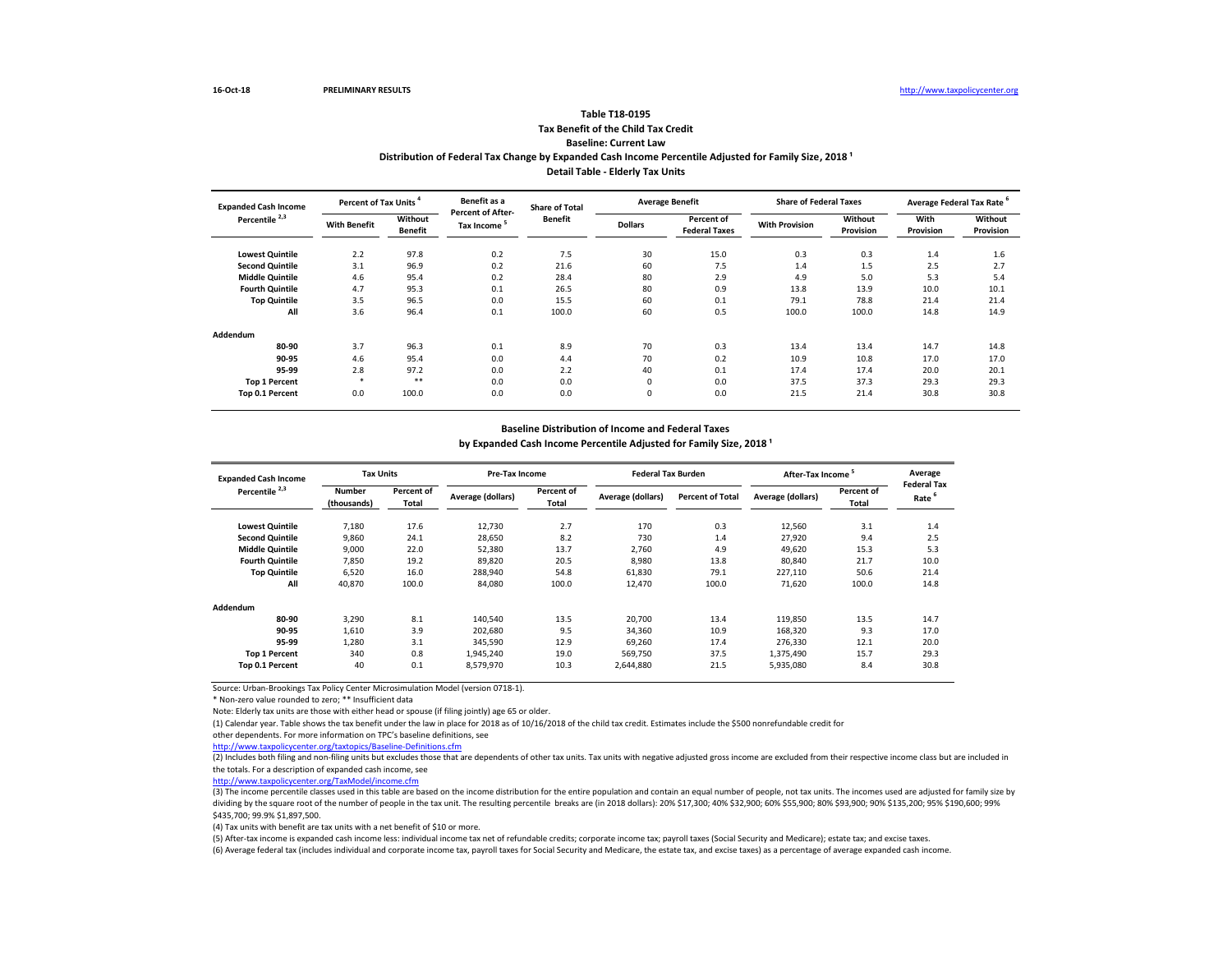16-Oct-18 **PRELIMINARY RESULTS** http://www.taxpolicycenter.org

### Table T18-0195
### Tax Benefit of the Child Tax Credit
### Baseline: Current Law
### Distribution of Federal Tax Change by Expanded Cash Income Percentile Adjusted for Family Size, 2018 [1]
### Detail Table - Elderly Tax Units

| Expanded Cash Income Percentile [2,3] | Percent of Tax Units [4] | | Benefit as a Percent of After-Tax Income [5] | Share of Total Benefit | Average Benefit | | Share of Federal Taxes | | Average Federal Tax Rate [6] | |
|---|---|---|---|---|---|---|---|---|---|---|
| | With Benefit | Without Benefit | | | Dollars | Percent of Federal Taxes | With Provision | Without Provision | With Provision | Without Provision |
| Lowest Quintile | 2.2 | 97.8 | 0.2 | 7.5 | 30 | 15.0 | 0.3 | 0.3 | 1.4 | 1.6 |
| Second Quintile | 3.1 | 96.9 | 0.2 | 21.6 | 60 | 7.5 | 1.4 | 1.5 | 2.5 | 2.7 |
| Middle Quintile | 4.6 | 95.4 | 0.2 | 28.4 | 80 | 2.9 | 4.9 | 5.0 | 5.3 | 5.4 |
| Fourth Quintile | 4.7 | 95.3 | 0.1 | 26.5 | 80 | 0.9 | 13.8 | 13.9 | 10.0 | 10.1 |
| Top Quintile | 3.5 | 96.5 | 0.0 | 15.5 | 60 | 0.1 | 79.1 | 78.8 | 21.4 | 21.4 |
| All | 3.6 | 96.4 | 0.1 | 100.0 | 60 | 0.5 | 100.0 | 100.0 | 14.8 | 14.9 |
| **Addendum** | | | | | | | | | | |
| 80-90 | 3.7 | 96.3 | 0.1 | 8.9 | 70 | 0.3 | 13.4 | 13.4 | 14.7 | 14.8 |
| 90-95 | 4.6 | 95.4 | 0.0 | 4.4 | 70 | 0.2 | 10.9 | 10.8 | 17.0 | 17.0 |
| 95-99 | 2.8 | 97.2 | 0.0 | 2.2 | 40 | 0.1 | 17.4 | 17.4 | 20.0 | 20.1 |
| Top 1 Percent | * | ** | 0.0 | 0.0 | 0 | 0.0 | 37.5 | 37.3 | 29.3 | 29.3 |
| Top 0.1 Percent | 0.0 | 100.0 | 0.0 | 0.0 | 0 | 0.0 | 21.5 | 21.4 | 30.8 | 30.8 |

### Baseline Distribution of Income and Federal Taxes
### by Expanded Cash Income Percentile Adjusted for Family Size, 2018 [1]

| Expanded Cash Income Percentile [2,3] | Tax Units | | Pre-Tax Income | | Federal Tax Burden | | After-Tax Income [5] | | Average Federal Tax Rate [6] |
|---|---|---|---|---|---|---|---|---|---|
| | Number (thousands) | Percent of Total | Average (dollars) | Percent of Total | Average (dollars) | Percent of Total | Average (dollars) | Percent of Total | |
| Lowest Quintile | 7,180 | 17.6 | 12,730 | 2.7 | 170 | 0.3 | 12,560 | 3.1 | 1.4 |
| Second Quintile | 9,860 | 24.1 | 28,650 | 8.2 | 730 | 1.4 | 27,920 | 9.4 | 2.5 |
| Middle Quintile | 9,000 | 22.0 | 52,380 | 13.7 | 2,760 | 4.9 | 49,620 | 15.3 | 5.3 |
| Fourth Quintile | 7,850 | 19.2 | 89,820 | 20.5 | 8,980 | 13.8 | 80,840 | 21.7 | 10.0 |
| Top Quintile | 6,520 | 16.0 | 288,940 | 54.8 | 61,830 | 79.1 | 227,110 | 50.6 | 21.4 |
| All | 40,870 | 100.0 | 84,080 | 100.0 | 12,470 | 100.0 | 71,620 | 100.0 | 14.8 |
| **Addendum** | | | | | | | | | |
| 80-90 | 3,290 | 8.1 | 140,540 | 13.5 | 20,700 | 13.4 | 119,850 | 13.5 | 14.7 |
| 90-95 | 1,610 | 3.9 | 202,680 | 9.5 | 34,360 | 10.9 | 168,320 | 9.3 | 17.0 |
| 95-99 | 1,280 | 3.1 | 345,590 | 12.9 | 69,260 | 17.4 | 276,330 | 12.1 | 20.0 |
| Top 1 Percent | 340 | 0.8 | 1,945,240 | 19.0 | 569,750 | 37.5 | 1,375,490 | 15.7 | 29.3 |
| Top 0.1 Percent | 40 | 0.1 | 8,579,970 | 10.3 | 2,644,880 | 21.5 | 5,935,080 | 8.4 | 30.8 |

Source: Urban-Brookings Tax Policy Center Microsimulation Model (version 0718-1).

* Non-zero value rounded to zero; ** Insufficient data

Note: Elderly tax units are those with either head or spouse (if filing jointly) age 65 or older.

(1) Calendar year. Table shows the tax benefit under the law in place for 2018 as of 10/16/2018 of the child tax credit. Estimates include the $500 nonrefundable credit for other dependents. For more information on TPC's baseline definitions, see
http://www.taxpolicycenter.org/taxtopics/Baseline-Definitions.cfm

(2) Includes both filing and non-filing units but excludes those that are dependents of other tax units. Tax units with negative adjusted gross income are excluded from their respective income class but are included in the totals. For a description of expanded cash income, see
http://www.taxpolicycenter.org/TaxModel/income.cfm

(3) The income percentile classes used in this table are based on the income distribution for the entire population and contain an equal number of people, not tax units. The incomes used are adjusted for family size by dividing by the square root of the number of people in the tax unit. The resulting percentile breaks are (in 2018 dollars): 20% $17,300; 40% $32,900; 60% $55,900; 80% $93,900; 90% $135,200; 95% $190,600; 99% $435,700; 99.9% $1,897,500.

(4) Tax units with benefit are tax units with a net benefit of $10 or more.

(5) After-tax income is expanded cash income less: individual income tax net of refundable credits; corporate income tax; payroll taxes (Social Security and Medicare); estate tax; and excise taxes.

(6) Average federal tax (includes individual and corporate income tax, payroll taxes for Social Security and Medicare, the estate tax, and excise taxes) as a percentage of average expanded cash income.